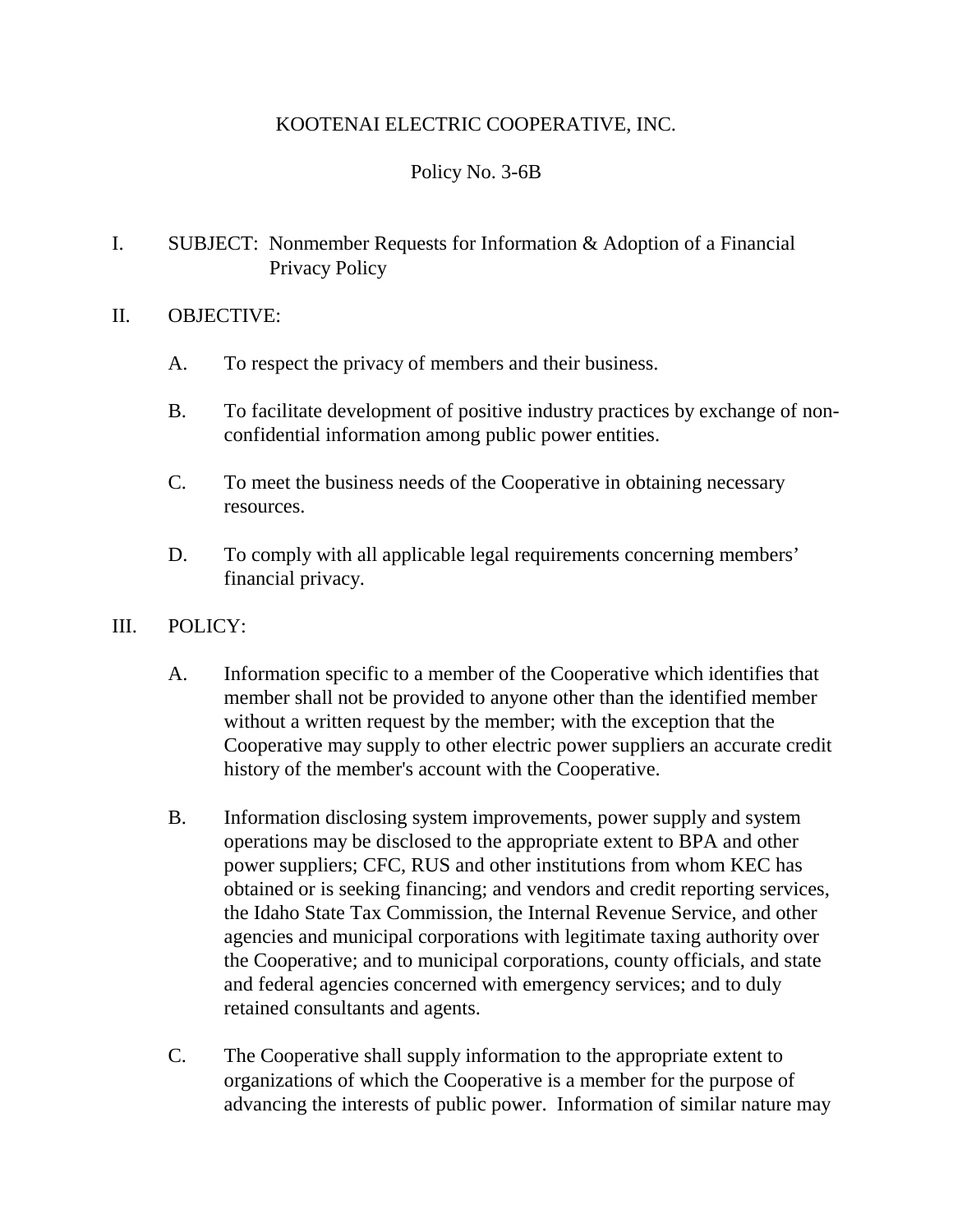# KOOTENAI ELECTRIC COOPERATIVE, INC.

## Policy No. 3-6B

I. SUBJECT: Nonmember Requests for Information & Adoption of a Financial Privacy Policy

II. OBJECTIVE:

A. To respect the privacy of members and their business.

B. To facilitate development of positive industry practices by exchange of non-confidential information among public power entities.

C. To meet the business needs of the Cooperative in obtaining necessary resources.

D. To comply with all applicable legal requirements concerning members' financial privacy.

III. POLICY:

A. Information specific to a member of the Cooperative which identifies that member shall not be provided to anyone other than the identified member without a written request by the member; with the exception that the Cooperative may supply to other electric power suppliers an accurate credit history of the member's account with the Cooperative.

B. Information disclosing system improvements, power supply and system operations may be disclosed to the appropriate extent to BPA and other power suppliers; CFC, RUS and other institutions from whom KEC has obtained or is seeking financing; and vendors and credit reporting services, the Idaho State Tax Commission, the Internal Revenue Service, and other agencies and municipal corporations with legitimate taxing authority over the Cooperative; and to municipal corporations, county officials, and state and federal agencies concerned with emergency services; and to duly retained consultants and agents.

C. The Cooperative shall supply information to the appropriate extent to organizations of which the Cooperative is a member for the purpose of advancing the interests of public power. Information of similar nature may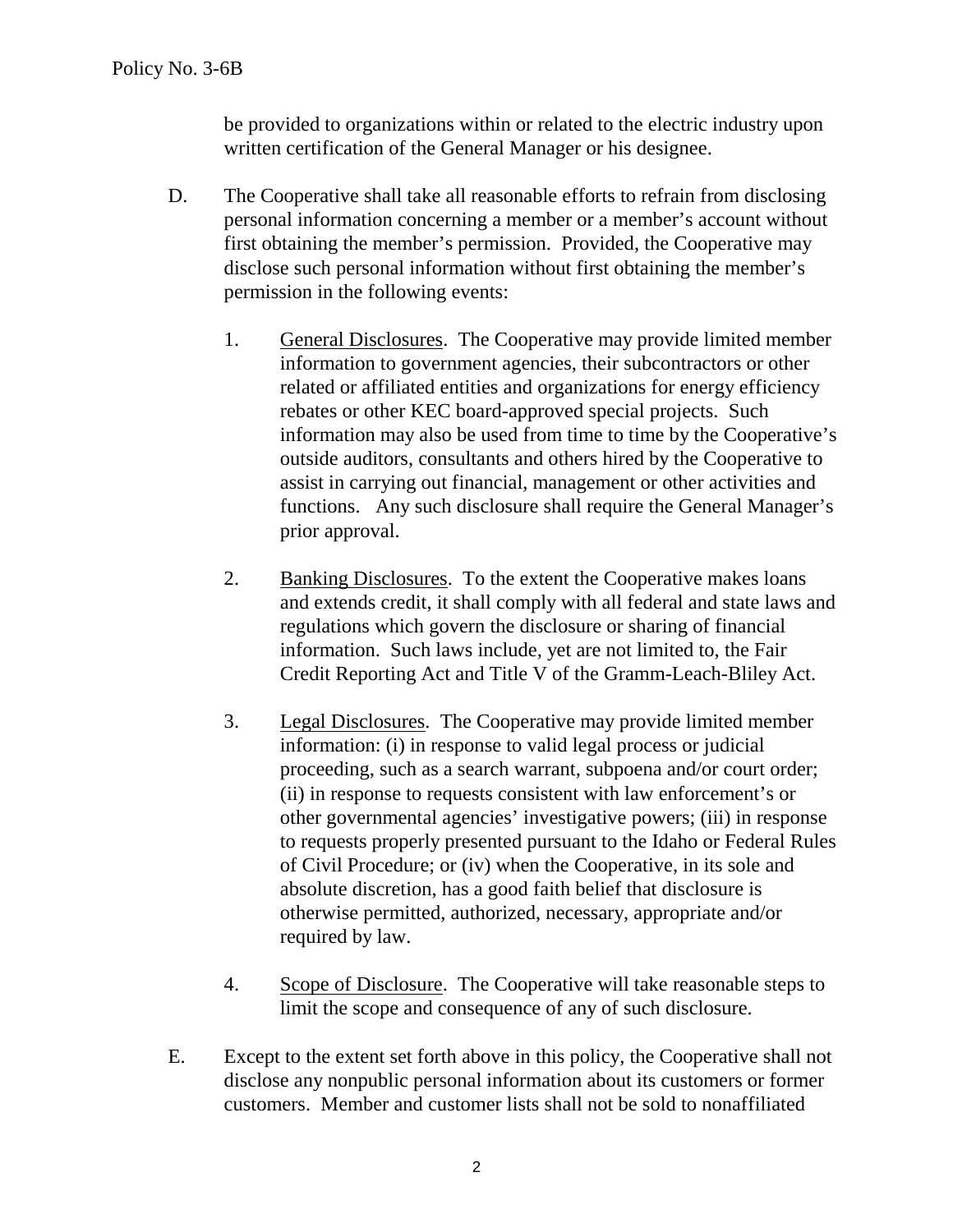be provided to organizations within or related to the electric industry upon written certification of the General Manager or his designee.

D. The Cooperative shall take all reasonable efforts to refrain from disclosing personal information concerning a member or a member's account without first obtaining the member's permission. Provided, the Cooperative may disclose such personal information without first obtaining the member's permission in the following events:

   1. <u>General Disclosures</u>. The Cooperative may provide limited member information to government agencies, their subcontractors or other related or affiliated entities and organizations for energy efficiency rebates or other KEC board-approved special projects. Such information may also be used from time to time by the Cooperative's outside auditors, consultants and others hired by the Cooperative to assist in carrying out financial, management or other activities and functions. Any such disclosure shall require the General Manager's prior approval.

   2. <u>Banking Disclosures</u>. To the extent the Cooperative makes loans and extends credit, it shall comply with all federal and state laws and regulations which govern the disclosure or sharing of financial information. Such laws include, yet are not limited to, the Fair Credit Reporting Act and Title V of the Gramm-Leach-Bliley Act.

   3. <u>Legal Disclosures</u>. The Cooperative may provide limited member information: (i) in response to valid legal process or judicial proceeding, such as a search warrant, subpoena and/or court order; (ii) in response to requests consistent with law enforcement's or other governmental agencies' investigative powers; (iii) in response to requests properly presented pursuant to the Idaho or Federal Rules of Civil Procedure; or (iv) when the Cooperative, in its sole and absolute discretion, has a good faith belief that disclosure is otherwise permitted, authorized, necessary, appropriate and/or required by law.

   4. <u>Scope of Disclosure</u>. The Cooperative will take reasonable steps to limit the scope and consequence of any of such disclosure.

E. Except to the extent set forth above in this policy, the Cooperative shall not disclose any nonpublic personal information about its customers or former customers. Member and customer lists shall not be sold to nonaffiliated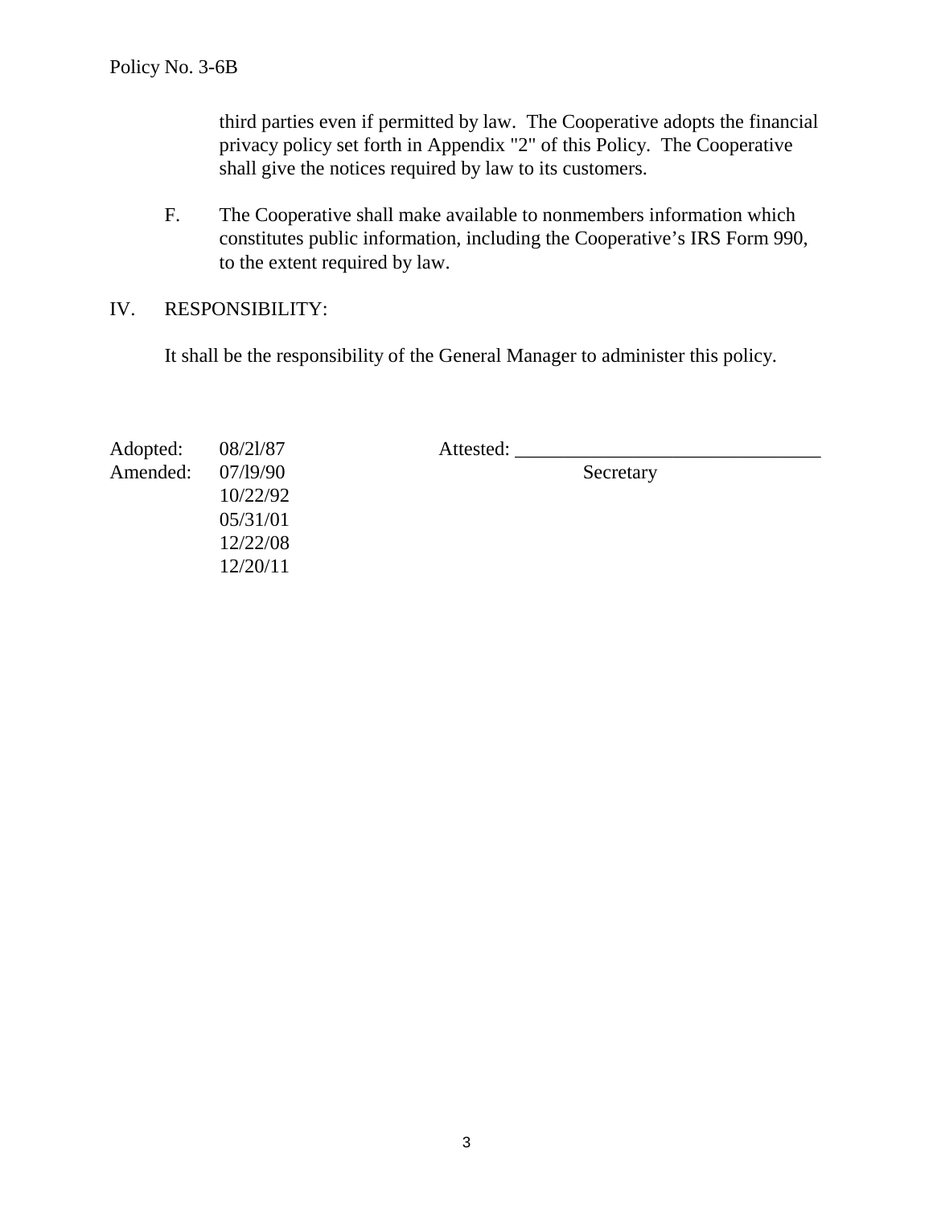third parties even if permitted by law. The Cooperative adopts the financial privacy policy set forth in Appendix "2" of this Policy. The Cooperative shall give the notices required by law to its customers.

F. The Cooperative shall make available to nonmembers information which constitutes public information, including the Cooperative's IRS Form 990, to the extent required by law.

IV. RESPONSIBILITY:

It shall be the responsibility of the General Manager to administer this policy.

Adopted: 08/2l/87
Amended: 07/l9/90
10/22/92
05/31/01
12/22/08
12/20/11

Attested: ________________________________
Secretary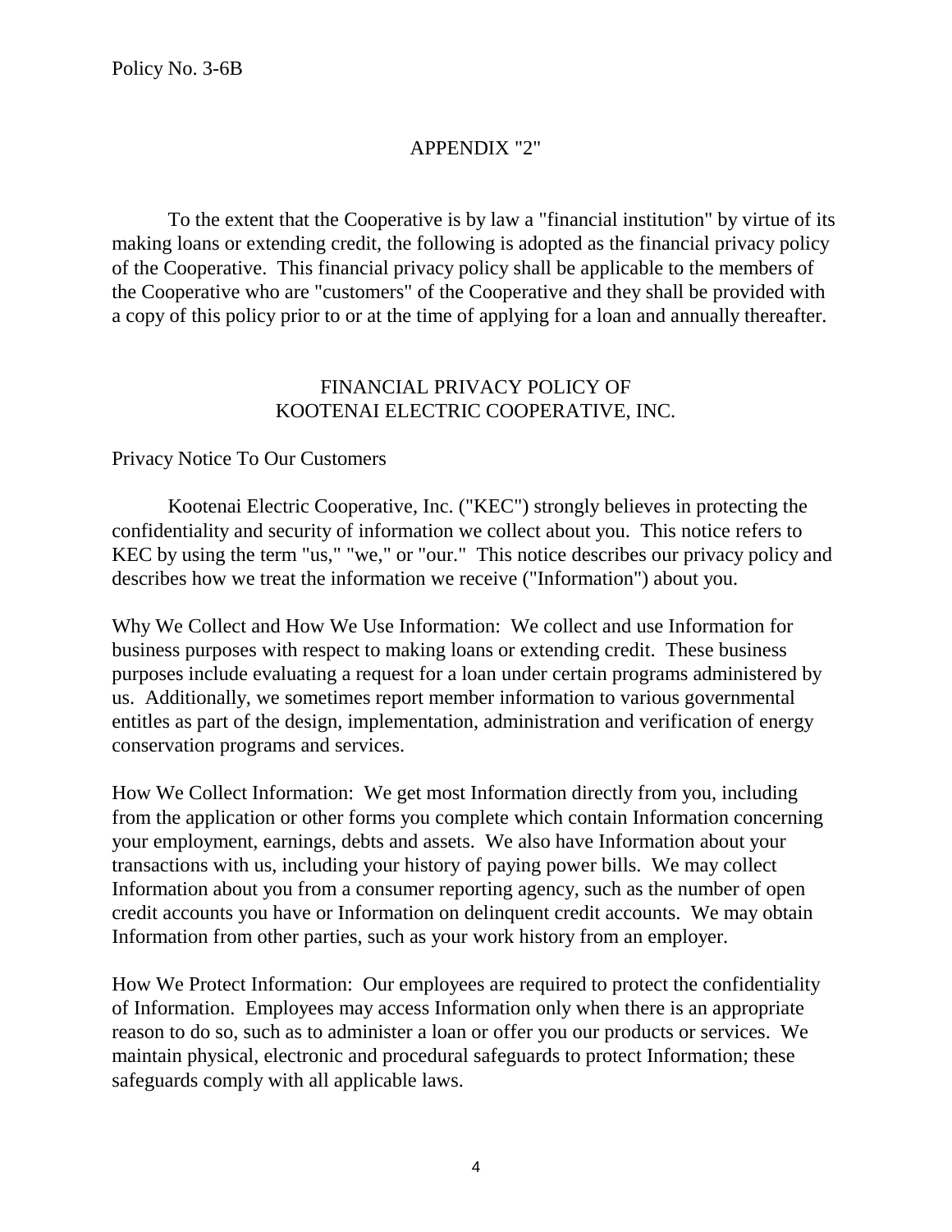Policy No. 3-6B

## APPENDIX "2"

To the extent that the Cooperative is by law a "financial institution" by virtue of its making loans or extending credit, the following is adopted as the financial privacy policy of the Cooperative. This financial privacy policy shall be applicable to the members of the Cooperative who are "customers" of the Cooperative and they shall be provided with a copy of this policy prior to or at the time of applying for a loan and annually thereafter.

## FINANCIAL PRIVACY POLICY OF KOOTENAI ELECTRIC COOPERATIVE, INC.

### Privacy Notice To Our Customers

Kootenai Electric Cooperative, Inc. ("KEC") strongly believes in protecting the confidentiality and security of information we collect about you. This notice refers to KEC by using the term "us," "we," or "our." This notice describes our privacy policy and describes how we treat the information we receive ("Information") about you.

Why We Collect and How We Use Information: We collect and use Information for business purposes with respect to making loans or extending credit. These business purposes include evaluating a request for a loan under certain programs administered by us. Additionally, we sometimes report member information to various governmental entitles as part of the design, implementation, administration and verification of energy conservation programs and services.

How We Collect Information: We get most Information directly from you, including from the application or other forms you complete which contain Information concerning your employment, earnings, debts and assets. We also have Information about your transactions with us, including your history of paying power bills. We may collect Information about you from a consumer reporting agency, such as the number of open credit accounts you have or Information on delinquent credit accounts. We may obtain Information from other parties, such as your work history from an employer.

How We Protect Information: Our employees are required to protect the confidentiality of Information. Employees may access Information only when there is an appropriate reason to do so, such as to administer a loan or offer you our products or services. We maintain physical, electronic and procedural safeguards to protect Information; these safeguards comply with all applicable laws.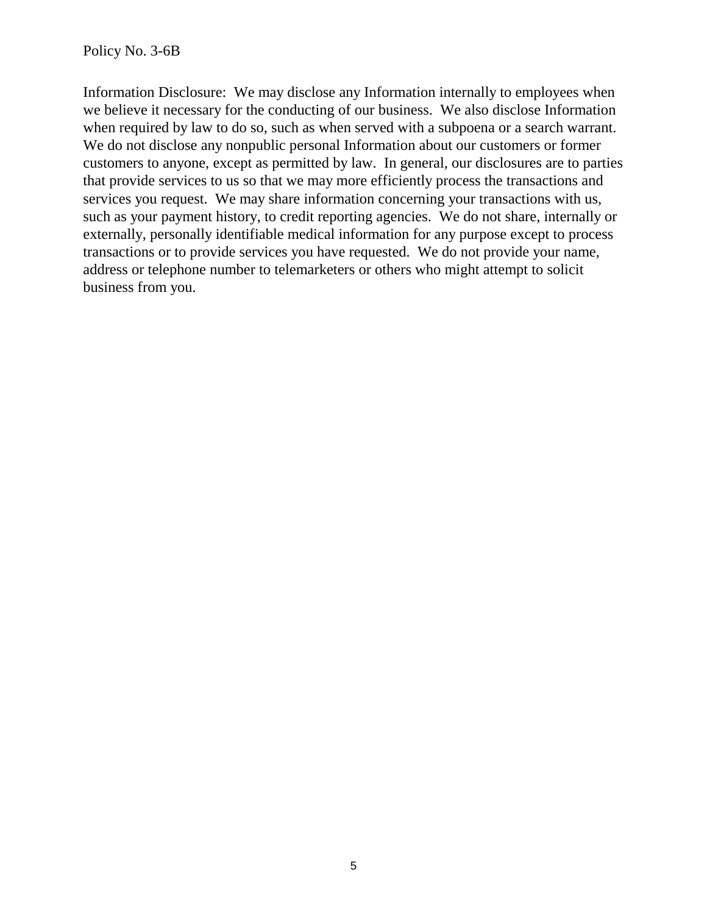Policy No. 3-6B

Information Disclosure: We may disclose any Information internally to employees when we believe it necessary for the conducting of our business. We also disclose Information when required by law to do so, such as when served with a subpoena or a search warrant. We do not disclose any nonpublic personal Information about our customers or former customers to anyone, except as permitted by law. In general, our disclosures are to parties that provide services to us so that we may more efficiently process the transactions and services you request. We may share information concerning your transactions with us, such as your payment history, to credit reporting agencies. We do not share, internally or externally, personally identifiable medical information for any purpose except to process transactions or to provide services you have requested. We do not provide your name, address or telephone number to telemarketers or others who might attempt to solicit business from you.